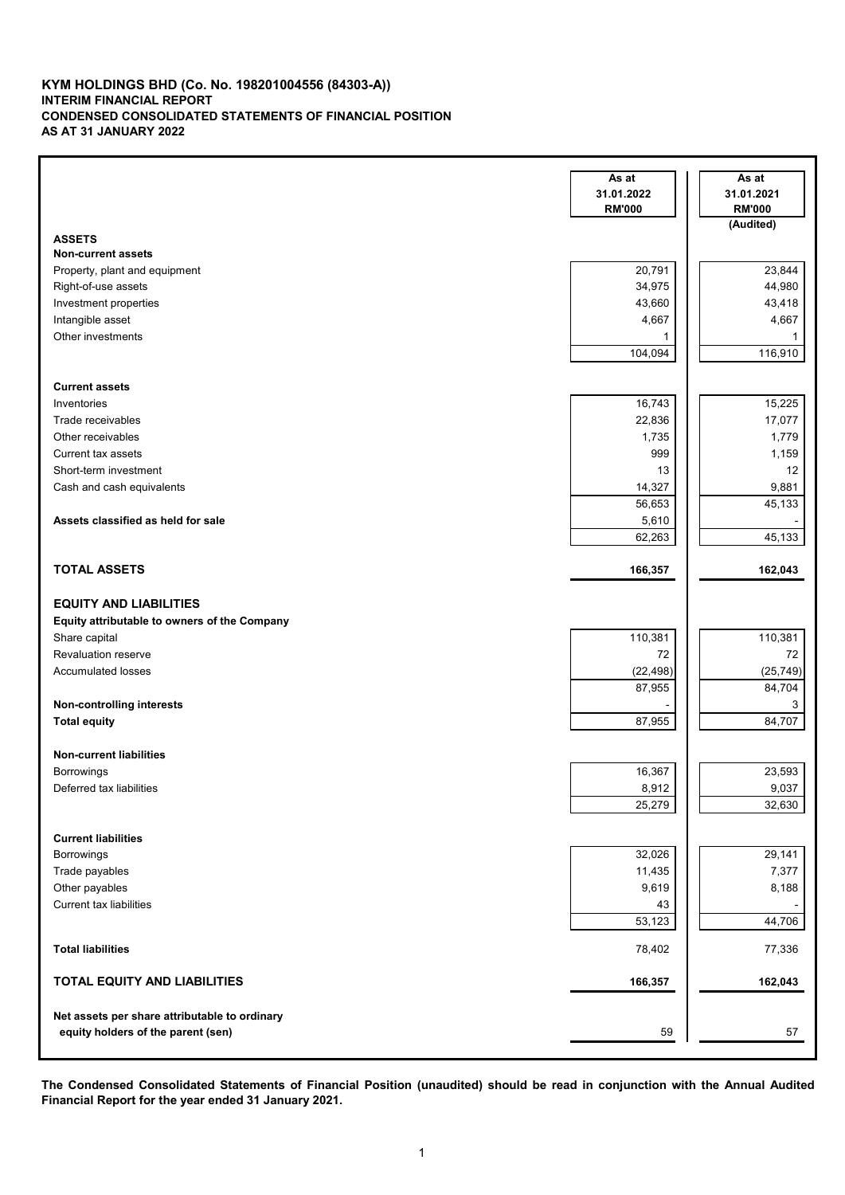**KYM HOLDINGS BHD (Co. No. 198201004556 (84303-A))**
**INTERIM FINANCIAL REPORT**
**CONDENSED CONSOLIDATED STATEMENTS OF FINANCIAL POSITION**
**AS AT 31 JANUARY 2022**

| | As at 31.01.2022 RM'000 | As at 31.01.2021 RM'000 (Audited) |
|---|---|---|
| **ASSETS** | | |
| **Non-current assets** | | |
| Property, plant and equipment | 20,791 | 23,844 |
| Right-of-use assets | 34,975 | 44,980 |
| Investment properties | 43,660 | 43,418 |
| Intangible asset | 4,667 | 4,667 |
| Other investments | 1 | 1 |
| | 104,094 | 116,910 |
| **Current assets** | | |
| Inventories | 16,743 | 15,225 |
| Trade receivables | 22,836 | 17,077 |
| Other receivables | 1,735 | 1,779 |
| Current tax assets | 999 | 1,159 |
| Short-term investment | 13 | 12 |
| Cash and cash equivalents | 14,327 | 9,881 |
| | 56,653 | 45,133 |
| **Assets classified as held for sale** | 5,610 | - |
| | 62,263 | 45,133 |
| **TOTAL ASSETS** | **166,357** | **162,043** |
| **EQUITY AND LIABILITIES** | | |
| **Equity attributable to owners of the Company** | | |
| Share capital | 110,381 | 110,381 |
| Revaluation reserve | 72 | 72 |
| Accumulated losses | (22,498) | (25,749) |
| | 87,955 | 84,704 |
| **Non-controlling interests** | - | 3 |
| **Total equity** | 87,955 | 84,707 |
| **Non-current liabilities** | | |
| Borrowings | 16,367 | 23,593 |
| Deferred tax liabilities | 8,912 | 9,037 |
| | 25,279 | 32,630 |
| **Current liabilities** | | |
| Borrowings | 32,026 | 29,141 |
| Trade payables | 11,435 | 7,377 |
| Other payables | 9,619 | 8,188 |
| Current tax liabilities | 43 | - |
| | 53,123 | 44,706 |
| **Total liabilities** | 78,402 | 77,336 |
| **TOTAL EQUITY AND LIABILITIES** | **166,357** | **162,043** |
| **Net assets per share attributable to ordinary equity holders of the parent (sen)** | 59 | 57 |

**The Condensed Consolidated Statements of Financial Position (unaudited) should be read in conjunction with the Annual Audited Financial Report for the year ended 31 January 2021.**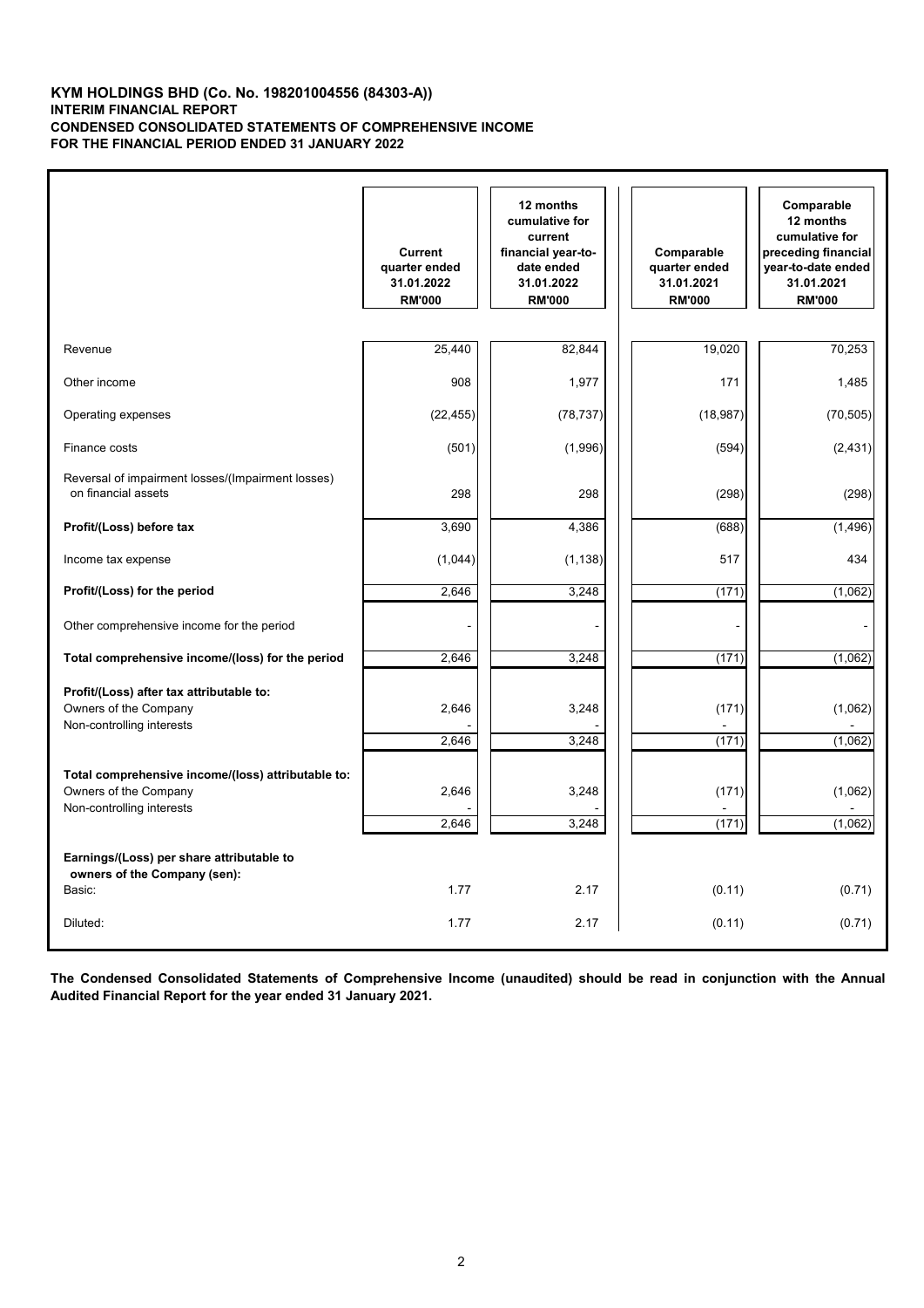**KYM HOLDINGS BHD (Co. No. 198201004556 (84303-A))**
**INTERIM FINANCIAL REPORT**
**CONDENSED CONSOLIDATED STATEMENTS OF COMPREHENSIVE INCOME**
**FOR THE FINANCIAL PERIOD ENDED 31 JANUARY 2022**

| | Current quarter ended 31.01.2022 RM'000 | 12 months cumulative for current financial year-to-date ended 31.01.2022 RM'000 | Comparable quarter ended 31.01.2021 RM'000 | Comparable 12 months cumulative for preceding financial year-to-date ended 31.01.2021 RM'000 |
|---|---|---|---|---|
| Revenue | 25,440 | 82,844 | 19,020 | 70,253 |
| Other income | 908 | 1,977 | 171 | 1,485 |
| Operating expenses | (22,455) | (78,737) | (18,987) | (70,505) |
| Finance costs | (501) | (1,996) | (594) | (2,431) |
| Reversal of impairment losses/(Impairment losses) on financial assets | 298 | 298 | (298) | (298) |
| **Profit/(Loss) before tax** | 3,690 | 4,386 | (688) | (1,496) |
| Income tax expense | (1,044) | (1,138) | 517 | 434 |
| **Profit/(Loss) for the period** | 2,646 | 3,248 | (171) | (1,062) |
| Other comprehensive income for the period | - | - | - | - |
| **Total comprehensive income/(loss) for the period** | 2,646 | 3,248 | (171) | (1,062) |
| **Profit/(Loss) after tax attributable to:** | | | | |
| Owners of the Company | 2,646 | 3,248 | (171) | (1,062) |
| Non-controlling interests | - | - | - | - |
| | 2,646 | 3,248 | (171) | (1,062) |
| **Total comprehensive income/(loss) attributable to:** | | | | |
| Owners of the Company | 2,646 | 3,248 | (171) | (1,062) |
| Non-controlling interests | - | - | - | - |
| | 2,646 | 3,248 | (171) | (1,062) |
| **Earnings/(Loss) per share attributable to owners of the Company (sen):** | | | | |
| Basic: | 1.77 | 2.17 | (0.11) | (0.71) |
| Diluted: | 1.77 | 2.17 | (0.11) | (0.71) |

**The Condensed Consolidated Statements of Comprehensive Income (unaudited) should be read in conjunction with the Annual Audited Financial Report for the year ended 31 January 2021.**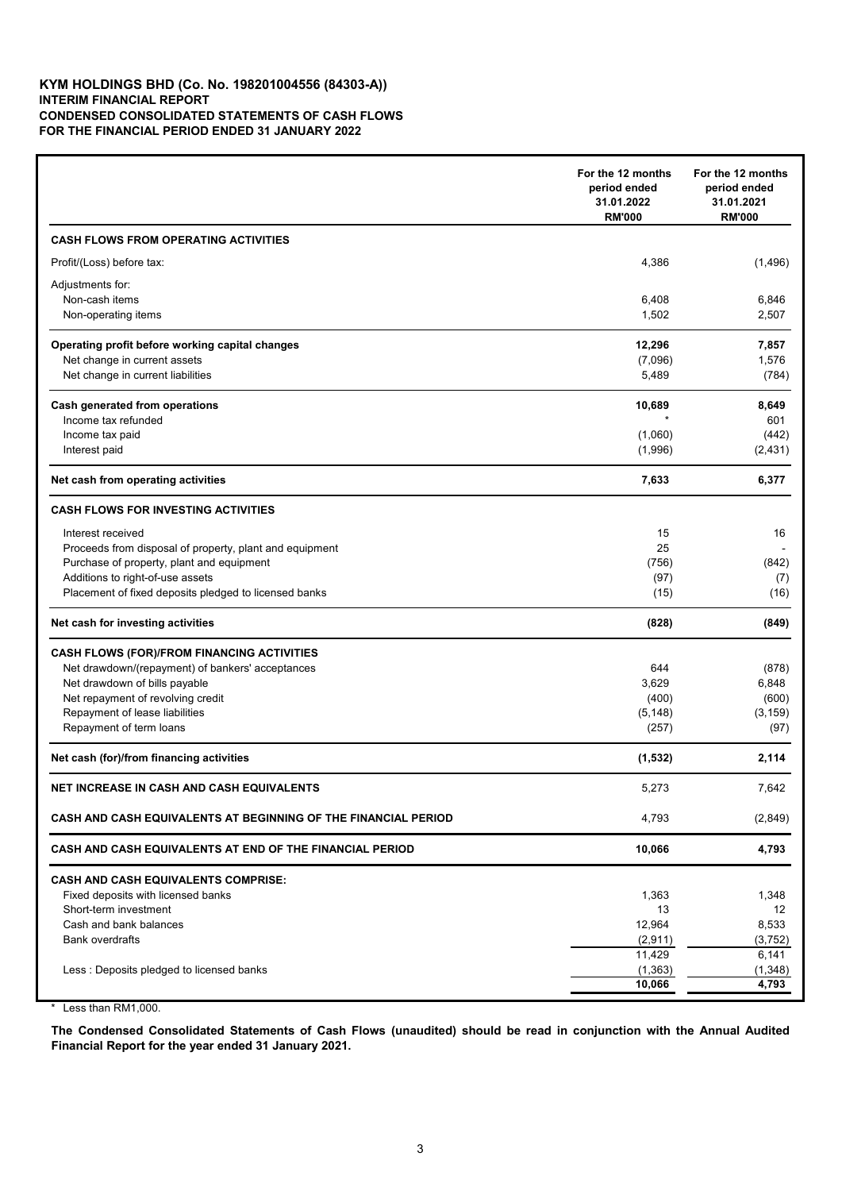**KYM HOLDINGS BHD (Co. No. 198201004556 (84303-A))**
**INTERIM FINANCIAL REPORT**
**CONDENSED CONSOLIDATED STATEMENTS OF CASH FLOWS**
**FOR THE FINANCIAL PERIOD ENDED 31 JANUARY 2022**

| | For the 12 months period ended 31.01.2022 RM'000 | For the 12 months period ended 31.01.2021 RM'000 |
|---|---|---|
| **CASH FLOWS FROM OPERATING ACTIVITIES** | | |
| Profit/(Loss) before tax: | 4,386 | (1,496) |
| Adjustments for: | | |
| Non-cash items | 6,408 | 6,846 |
| Non-operating items | 1,502 | 2,507 |
| **Operating profit before working capital changes** | **12,296** | **7,857** |
| Net change in current assets | (7,096) | 1,576 |
| Net change in current liabilities | 5,489 | (784) |
| **Cash generated from operations** | **10,689** | **8,649** |
| Income tax refunded | * | 601 |
| Income tax paid | (1,060) | (442) |
| Interest paid | (1,996) | (2,431) |
| **Net cash from operating activities** | **7,633** | **6,377** |
| **CASH FLOWS FOR INVESTING ACTIVITIES** | | |
| Interest received | 15 | 16 |
| Proceeds from disposal of property, plant and equipment | 25 | - |
| Purchase of property, plant and equipment | (756) | (842) |
| Additions to right-of-use assets | (97) | (7) |
| Placement of fixed deposits pledged to licensed banks | (15) | (16) |
| **Net cash for investing activities** | **(828)** | **(849)** |
| **CASH FLOWS (FOR)/FROM FINANCING ACTIVITIES** | | |
| Net drawdown/(repayment) of bankers' acceptances | 644 | (878) |
| Net drawdown of bills payable | 3,629 | 6,848 |
| Net repayment of revolving credit | (400) | (600) |
| Repayment of lease liabilities | (5,148) | (3,159) |
| Repayment of term loans | (257) | (97) |
| **Net cash (for)/from financing activities** | **(1,532)** | **2,114** |
| **NET INCREASE IN CASH AND CASH EQUIVALENTS** | 5,273 | 7,642 |
| **CASH AND CASH EQUIVALENTS AT BEGINNING OF THE FINANCIAL PERIOD** | 4,793 | (2,849) |
| **CASH AND CASH EQUIVALENTS AT END OF THE FINANCIAL PERIOD** | **10,066** | **4,793** |
| **CASH AND CASH EQUIVALENTS COMPRISE:** | | |
| Fixed deposits with licensed banks | 1,363 | 1,348 |
| Short-term investment | 13 | 12 |
| Cash and bank balances | 12,964 | 8,533 |
| Bank overdrafts | (2,911) | (3,752) |
| | 11,429 | 6,141 |
| Less : Deposits pledged to licensed banks | (1,363) | (1,348) |
| | **10,066** | **4,793** |

\* Less than RM1,000.

**The Condensed Consolidated Statements of Cash Flows (unaudited) should be read in conjunction with the Annual Audited Financial Report for the year ended 31 January 2021.**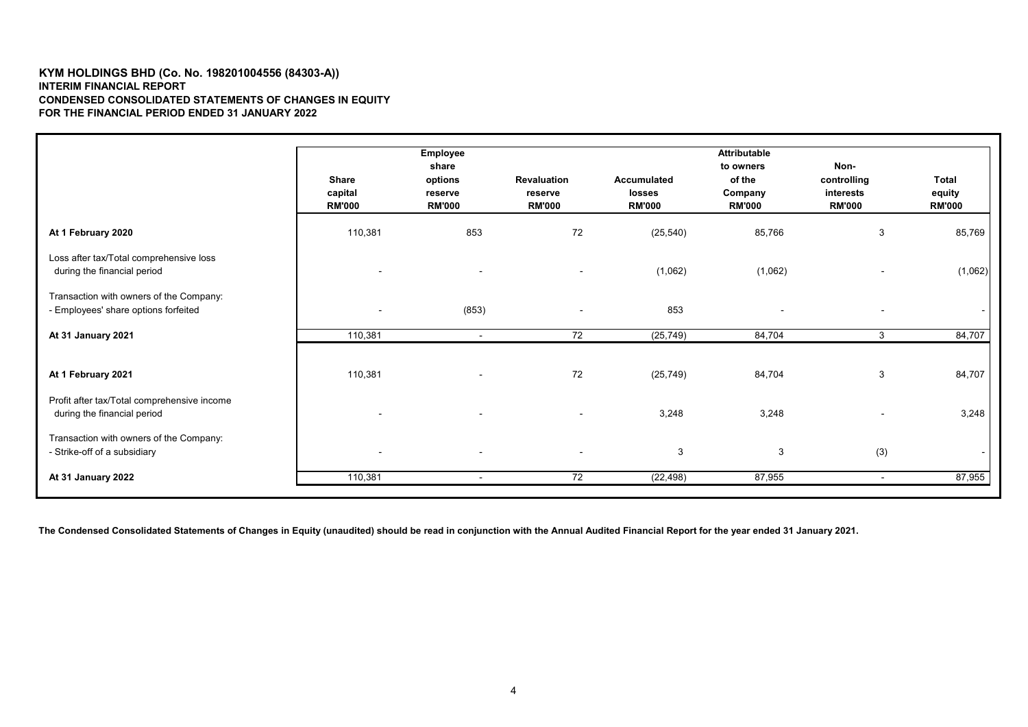**KYM HOLDINGS BHD (Co. No. 198201004556 (84303-A))**
**INTERIM FINANCIAL REPORT**
**CONDENSED CONSOLIDATED STATEMENTS OF CHANGES IN EQUITY**
**FOR THE FINANCIAL PERIOD ENDED 31 JANUARY 2022**

| | Share capital RM'000 | Employee share options reserve RM'000 | Revaluation reserve RM'000 | Accumulated losses RM'000 | Attributable to owners of the Company RM'000 | Non-controlling interests RM'000 | Total equity RM'000 |
|---|---|---|---|---|---|---|---|
| **At 1 February 2020** | 110,381 | 853 | 72 | (25,540) | 85,766 | 3 | 85,769 |
| Loss after tax/Total comprehensive loss during the financial period | - | - | - | (1,062) | (1,062) | - | (1,062) |
| Transaction with owners of the Company: - Employees' share options forfeited | - | (853) | - | 853 | - | - | - |
| **At 31 January 2021** | 110,381 | - | 72 | (25,749) | 84,704 | 3 | 84,707 |
| **At 1 February 2021** | 110,381 | - | 72 | (25,749) | 84,704 | 3 | 84,707 |
| Profit after tax/Total comprehensive income during the financial period | - | - | - | 3,248 | 3,248 | - | 3,248 |
| Transaction with owners of the Company: - Strike-off of a subsidiary | - | - | - | 3 | 3 | (3) | - |
| **At 31 January 2022** | 110,381 | - | 72 | (22,498) | 87,955 | - | 87,955 |

**The Condensed Consolidated Statements of Changes in Equity (unaudited) should be read in conjunction with the Annual Audited Financial Report for the year ended 31 January 2021.**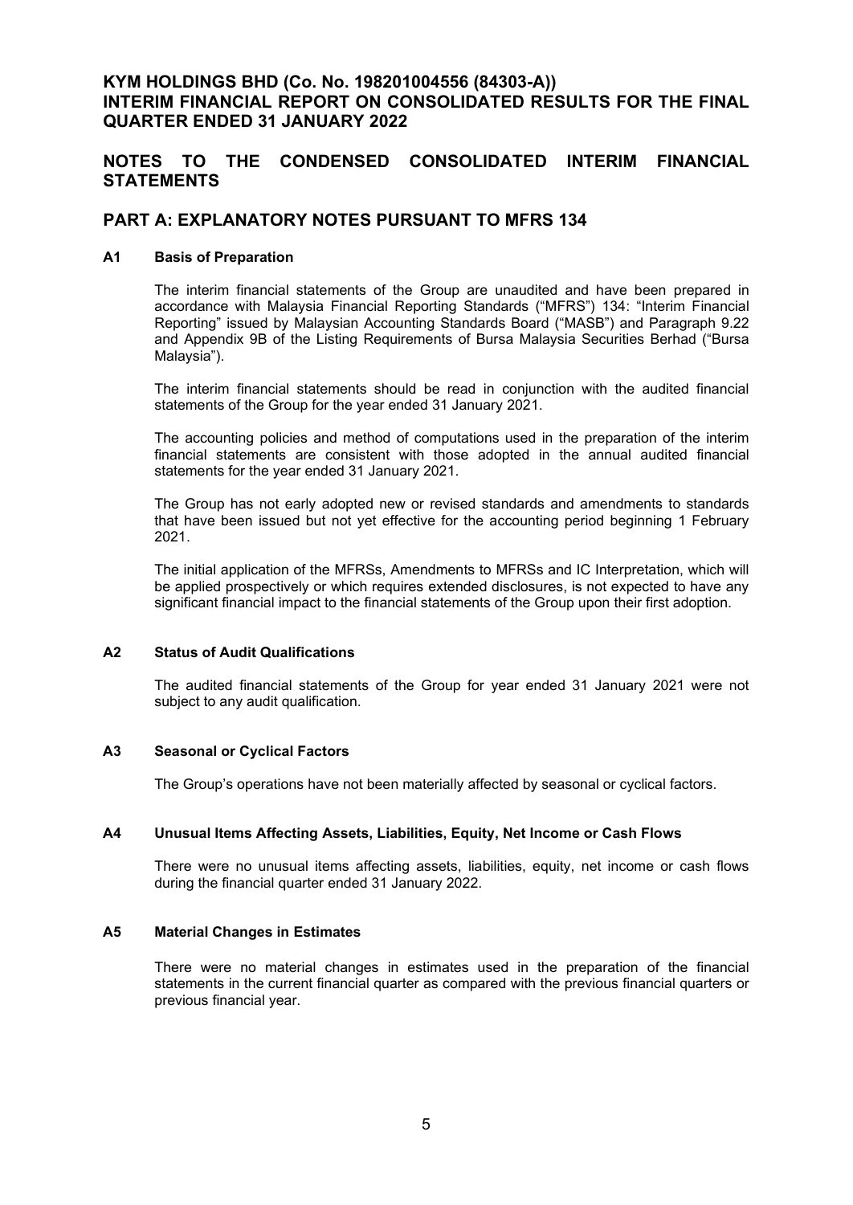# KYM HOLDINGS BHD (Co. No. 198201004556 (84303-A))
# INTERIM FINANCIAL REPORT ON CONSOLIDATED RESULTS FOR THE FINAL QUARTER ENDED 31 JANUARY 2022

## NOTES TO THE CONDENSED CONSOLIDATED INTERIM FINANCIAL STATEMENTS

## PART A: EXPLANATORY NOTES PURSUANT TO MFRS 134

### A1 Basis of Preparation

The interim financial statements of the Group are unaudited and have been prepared in accordance with Malaysia Financial Reporting Standards ("MFRS") 134: "Interim Financial Reporting" issued by Malaysian Accounting Standards Board ("MASB") and Paragraph 9.22 and Appendix 9B of the Listing Requirements of Bursa Malaysia Securities Berhad ("Bursa Malaysia").

The interim financial statements should be read in conjunction with the audited financial statements of the Group for the year ended 31 January 2021.

The accounting policies and method of computations used in the preparation of the interim financial statements are consistent with those adopted in the annual audited financial statements for the year ended 31 January 2021.

The Group has not early adopted new or revised standards and amendments to standards that have been issued but not yet effective for the accounting period beginning 1 February 2021.

The initial application of the MFRSs, Amendments to MFRSs and IC Interpretation, which will be applied prospectively or which requires extended disclosures, is not expected to have any significant financial impact to the financial statements of the Group upon their first adoption.

### A2 Status of Audit Qualifications

The audited financial statements of the Group for year ended 31 January 2021 were not subject to any audit qualification.

### A3 Seasonal or Cyclical Factors

The Group's operations have not been materially affected by seasonal or cyclical factors.

### A4 Unusual Items Affecting Assets, Liabilities, Equity, Net Income or Cash Flows

There were no unusual items affecting assets, liabilities, equity, net income or cash flows during the financial quarter ended 31 January 2022.

### A5 Material Changes in Estimates

There were no material changes in estimates used in the preparation of the financial statements in the current financial quarter as compared with the previous financial quarters or previous financial year.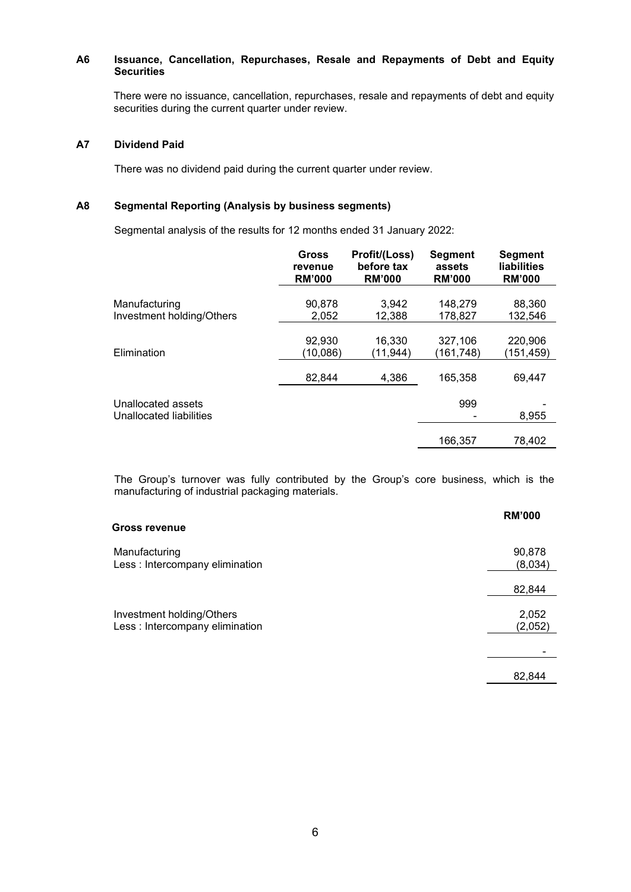### A6 Issuance, Cancellation, Repurchases, Resale and Repayments of Debt and Equity Securities

There were no issuance, cancellation, repurchases, resale and repayments of debt and equity securities during the current quarter under review.

### A7 Dividend Paid

There was no dividend paid during the current quarter under review.

### A8 Segmental Reporting (Analysis by business segments)

Segmental analysis of the results for 12 months ended 31 January 2022:

| | Gross revenue RM'000 | Profit/(Loss) before tax RM'000 | Segment assets RM'000 | Segment liabilities RM'000 |
|---|---|---|---|---|
| Manufacturing | 90,878 | 3,942 | 148,279 | 88,360 |
| Investment holding/Others | 2,052 | 12,388 | 178,827 | 132,546 |
| | 92,930 | 16,330 | 327,106 | 220,906 |
| Elimination | (10,086) | (11,944) | (161,748) | (151,459) |
| | 82,844 | 4,386 | 165,358 | 69,447 |
| Unallocated assets | | | 999 | - |
| Unallocated liabilities | | | - | 8,955 |
| | | | 166,357 | 78,402 |

The Group's turnover was fully contributed by the Group's core business, which is the manufacturing of industrial packaging materials.

| Gross revenue | RM'000 |
|---|---|
| Manufacturing | 90,878 |
| Less : Intercompany elimination | (8,034) |
| | 82,844 |
| Investment holding/Others | 2,052 |
| Less : Intercompany elimination | (2,052) |
| | - |
| | 82,844 |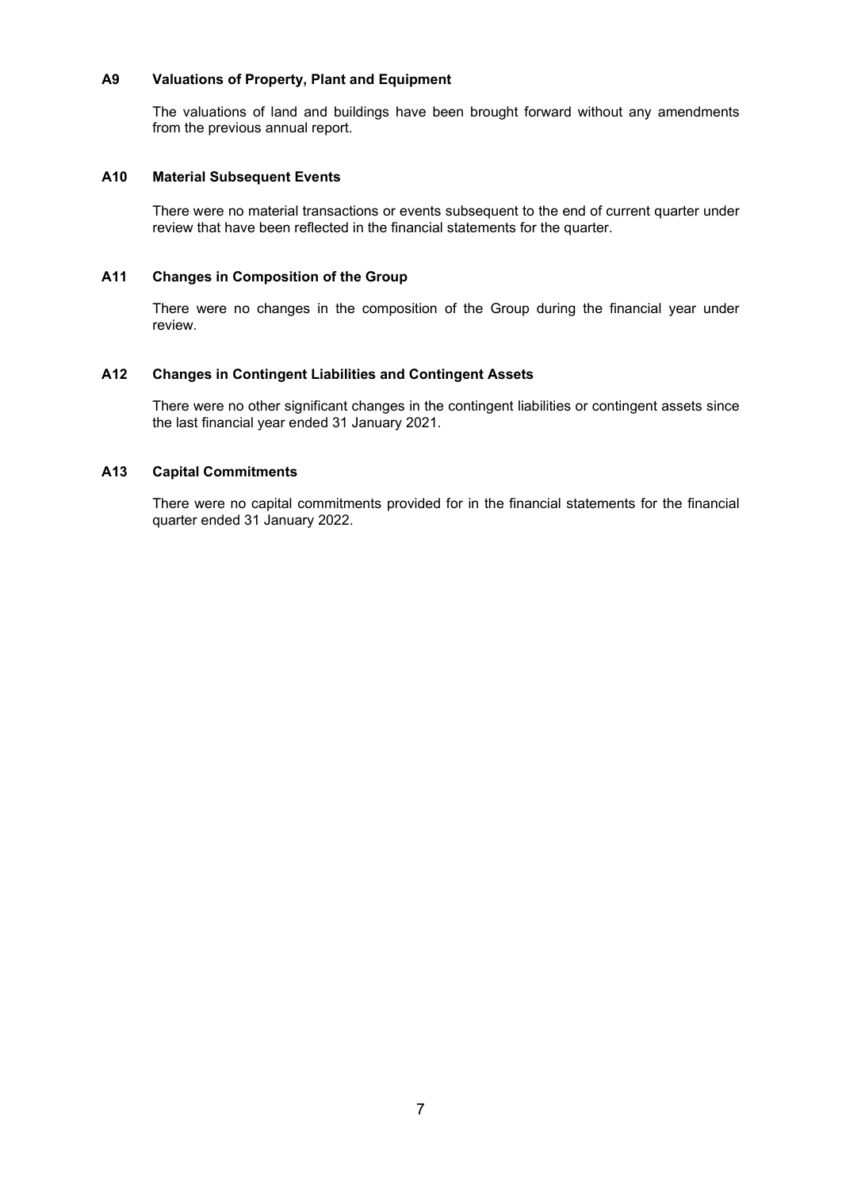### A9 Valuations of Property, Plant and Equipment

The valuations of land and buildings have been brought forward without any amendments from the previous annual report.

### A10 Material Subsequent Events

There were no material transactions or events subsequent to the end of current quarter under review that have been reflected in the financial statements for the quarter.

### A11 Changes in Composition of the Group

There were no changes in the composition of the Group during the financial year under review.

### A12 Changes in Contingent Liabilities and Contingent Assets

There were no other significant changes in the contingent liabilities or contingent assets since the last financial year ended 31 January 2021.

### A13 Capital Commitments

There were no capital commitments provided for in the financial statements for the financial quarter ended 31 January 2022.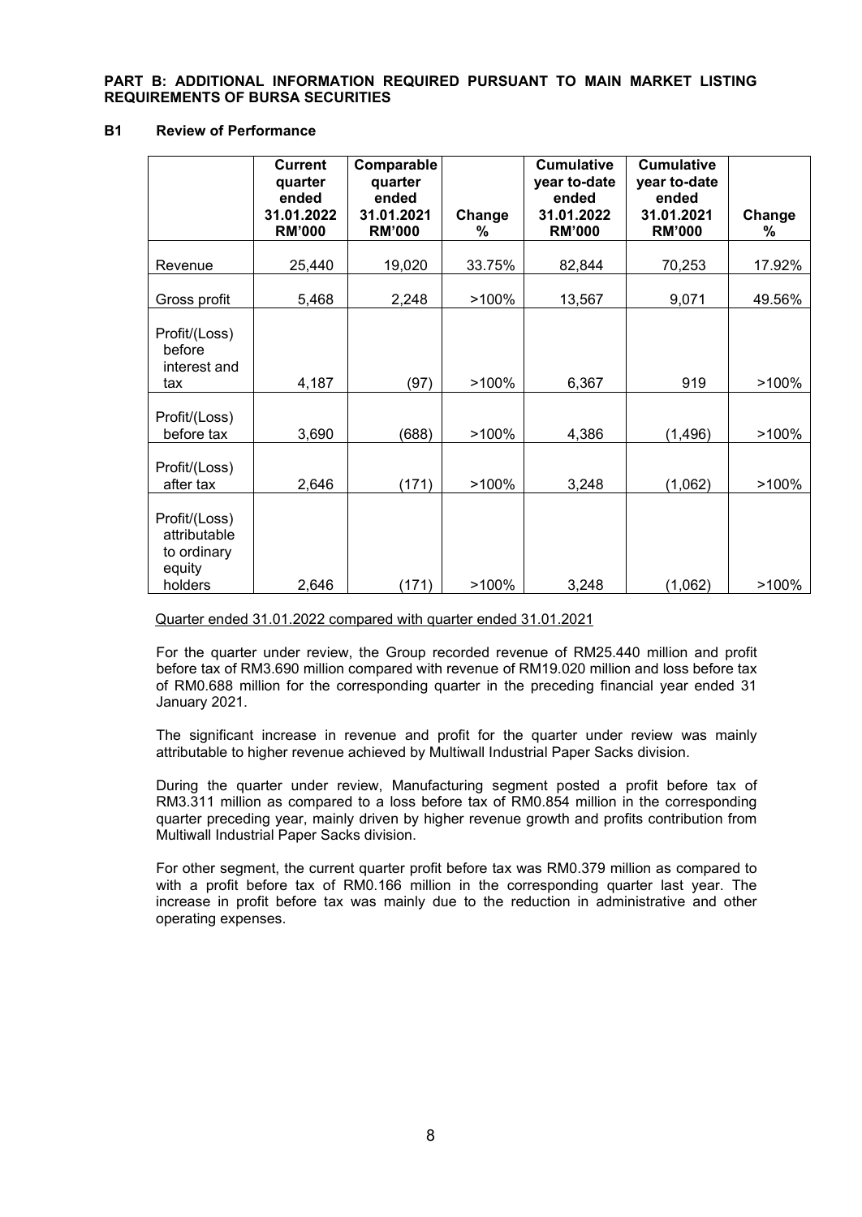**PART B: ADDITIONAL INFORMATION REQUIRED PURSUANT TO MAIN MARKET LISTING REQUIREMENTS OF BURSA SECURITIES**

**B1 Review of Performance**

| | Current quarter ended 31.01.2022 RM'000 | Comparable quarter ended 31.01.2021 RM'000 | Change % | Cumulative year to-date ended 31.01.2022 RM'000 | Cumulative year to-date ended 31.01.2021 RM'000 | Change % |
|---|---|---|---|---|---|---|
| Revenue | 25,440 | 19,020 | 33.75% | 82,844 | 70,253 | 17.92% |
| Gross profit | 5,468 | 2,248 | >100% | 13,567 | 9,071 | 49.56% |
| Profit/(Loss) before interest and tax | 4,187 | (97) | >100% | 6,367 | 919 | >100% |
| Profit/(Loss) before tax | 3,690 | (688) | >100% | 4,386 | (1,496) | >100% |
| Profit/(Loss) after tax | 2,646 | (171) | >100% | 3,248 | (1,062) | >100% |
| Profit/(Loss) attributable to ordinary equity holders | 2,646 | (171) | >100% | 3,248 | (1,062) | >100% |

Quarter ended 31.01.2022 compared with quarter ended 31.01.2021

For the quarter under review, the Group recorded revenue of RM25.440 million and profit before tax of RM3.690 million compared with revenue of RM19.020 million and loss before tax of RM0.688 million for the corresponding quarter in the preceding financial year ended 31 January 2021.

The significant increase in revenue and profit for the quarter under review was mainly attributable to higher revenue achieved by Multiwall Industrial Paper Sacks division.

During the quarter under review, Manufacturing segment posted a profit before tax of RM3.311 million as compared to a loss before tax of RM0.854 million in the corresponding quarter preceding year, mainly driven by higher revenue growth and profits contribution from Multiwall Industrial Paper Sacks division.

For other segment, the current quarter profit before tax was RM0.379 million as compared to with a profit before tax of RM0.166 million in the corresponding quarter last year. The increase in profit before tax was mainly due to the reduction in administrative and other operating expenses.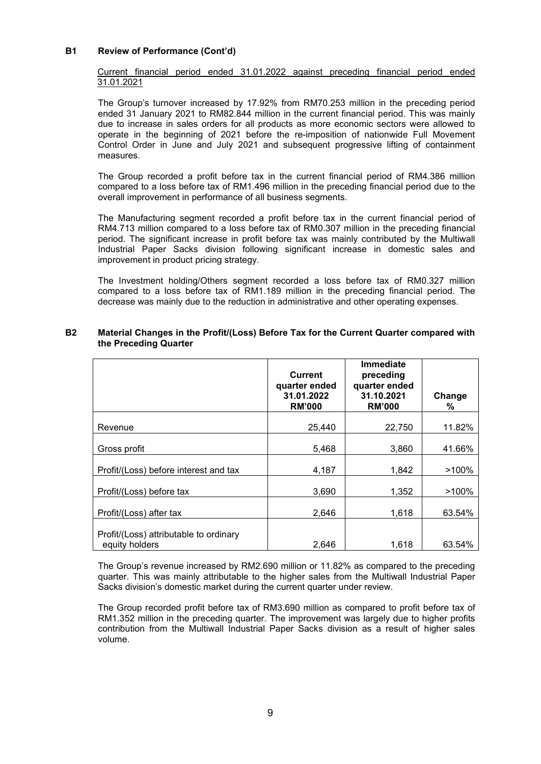## B1 Review of Performance (Cont'd)

Current financial period ended 31.01.2022 against preceding financial period ended 31.01.2021

The Group's turnover increased by 17.92% from RM70.253 million in the preceding period ended 31 January 2021 to RM82.844 million in the current financial period. This was mainly due to increase in sales orders for all products as more economic sectors were allowed to operate in the beginning of 2021 before the re-imposition of nationwide Full Movement Control Order in June and July 2021 and subsequent progressive lifting of containment measures.

The Group recorded a profit before tax in the current financial period of RM4.386 million compared to a loss before tax of RM1.496 million in the preceding financial period due to the overall improvement in performance of all business segments.

The Manufacturing segment recorded a profit before tax in the current financial period of RM4.713 million compared to a loss before tax of RM0.307 million in the preceding financial period. The significant increase in profit before tax was mainly contributed by the Multiwall Industrial Paper Sacks division following significant increase in domestic sales and improvement in product pricing strategy.

The Investment holding/Others segment recorded a loss before tax of RM0.327 million compared to a loss before tax of RM1.189 million in the preceding financial period. The decrease was mainly due to the reduction in administrative and other operating expenses.

## B2 Material Changes in the Profit/(Loss) Before Tax for the Current Quarter compared with the Preceding Quarter

| | Current quarter ended 31.01.2022 RM'000 | Immediate preceding quarter ended 31.10.2021 RM'000 | Change % |
|---|---|---|---|
| Revenue | 25,440 | 22,750 | 11.82% |
| Gross profit | 5,468 | 3,860 | 41.66% |
| Profit/(Loss) before interest and tax | 4,187 | 1,842 | >100% |
| Profit/(Loss) before tax | 3,690 | 1,352 | >100% |
| Profit/(Loss) after tax | 2,646 | 1,618 | 63.54% |
| Profit/(Loss) attributable to ordinary equity holders | 2,646 | 1,618 | 63.54% |

The Group's revenue increased by RM2.690 million or 11.82% as compared to the preceding quarter. This was mainly attributable to the higher sales from the Multiwall Industrial Paper Sacks division's domestic market during the current quarter under review.

The Group recorded profit before tax of RM3.690 million as compared to profit before tax of RM1.352 million in the preceding quarter. The improvement was largely due to higher profits contribution from the Multiwall Industrial Paper Sacks division as a result of higher sales volume.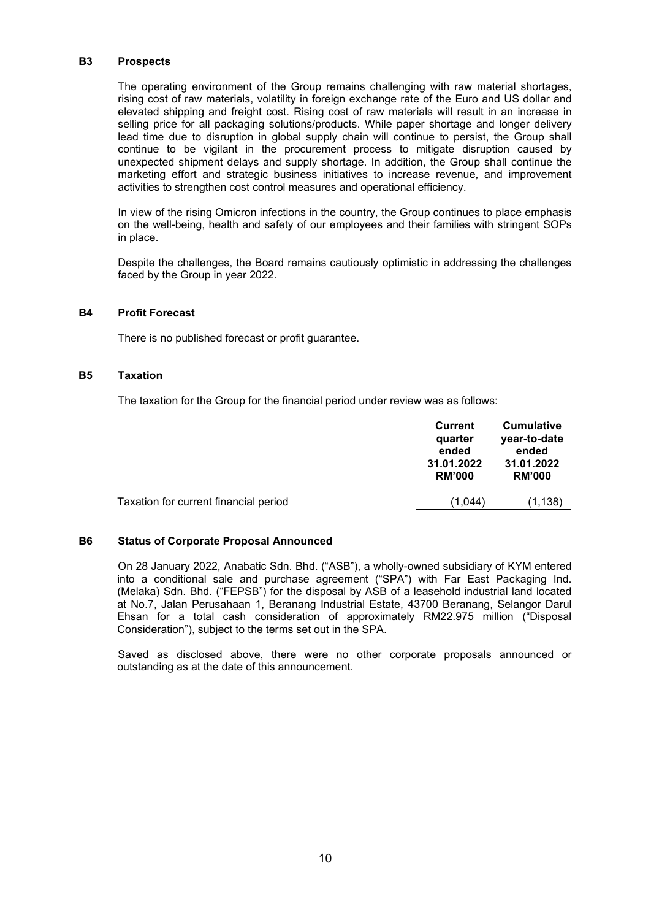## B3 Prospects

The operating environment of the Group remains challenging with raw material shortages, rising cost of raw materials, volatility in foreign exchange rate of the Euro and US dollar and elevated shipping and freight cost. Rising cost of raw materials will result in an increase in selling price for all packaging solutions/products. While paper shortage and longer delivery lead time due to disruption in global supply chain will continue to persist, the Group shall continue to be vigilant in the procurement process to mitigate disruption caused by unexpected shipment delays and supply shortage. In addition, the Group shall continue the marketing effort and strategic business initiatives to increase revenue, and improvement activities to strengthen cost control measures and operational efficiency.

In view of the rising Omicron infections in the country, the Group continues to place emphasis on the well-being, health and safety of our employees and their families with stringent SOPs in place.

Despite the challenges, the Board remains cautiously optimistic in addressing the challenges faced by the Group in year 2022.

## B4 Profit Forecast

There is no published forecast or profit guarantee.

## B5 Taxation

The taxation for the Group for the financial period under review was as follows:

| | Current quarter ended 31.01.2022 RM'000 | Cumulative year-to-date ended 31.01.2022 RM'000 |
|---|---|---|
| Taxation for current financial period | (1,044) | (1,138) |

## B6 Status of Corporate Proposal Announced

On 28 January 2022, Anabatic Sdn. Bhd. ("ASB"), a wholly-owned subsidiary of KYM entered into a conditional sale and purchase agreement ("SPA") with Far East Packaging Ind. (Melaka) Sdn. Bhd. ("FEPSB") for the disposal by ASB of a leasehold industrial land located at No.7, Jalan Perusahaan 1, Beranang Industrial Estate, 43700 Beranang, Selangor Darul Ehsan for a total cash consideration of approximately RM22.975 million ("Disposal Consideration"), subject to the terms set out in the SPA.

Saved as disclosed above, there were no other corporate proposals announced or outstanding as at the date of this announcement.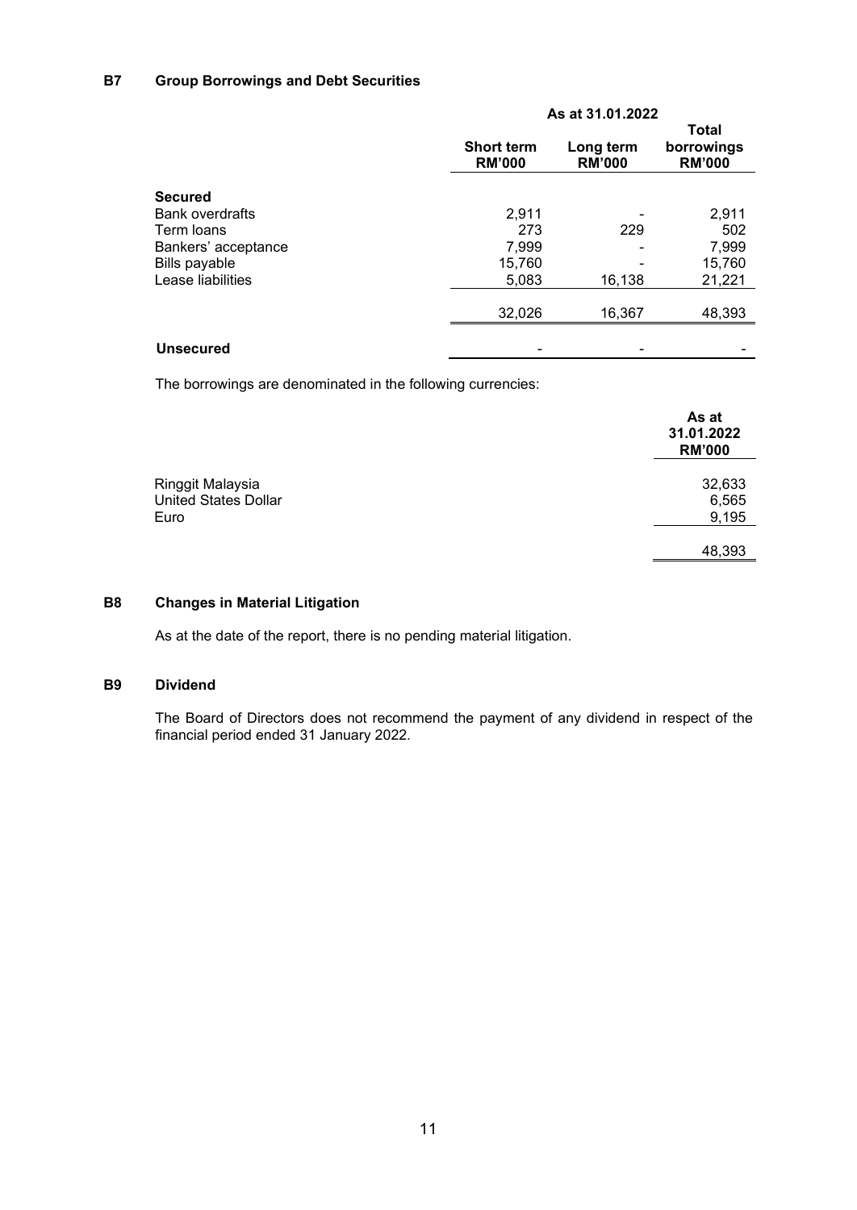## B7 Group Borrowings and Debt Securities

| | As at 31.01.2022 | | |
|---|---|---|---|
| | **Short term RM'000** | **Long term RM'000** | **Total borrowings RM'000** |
| **Secured** | | | |
| Bank overdrafts | 2,911 | - | 2,911 |
| Term loans | 273 | 229 | 502 |
| Bankers' acceptance | 7,999 | - | 7,999 |
| Bills payable | 15,760 | - | 15,760 |
| Lease liabilities | 5,083 | 16,138 | 21,221 |
| | 32,026 | 16,367 | 48,393 |
| **Unsecured** | - | - | - |

The borrowings are denominated in the following currencies:

| | **As at 31.01.2022 RM'000** |
|---|---|
| Ringgit Malaysia | 32,633 |
| United States Dollar | 6,565 |
| Euro | 9,195 |
| | 48,393 |

## B8 Changes in Material Litigation

As at the date of the report, there is no pending material litigation.

## B9 Dividend

The Board of Directors does not recommend the payment of any dividend in respect of the financial period ended 31 January 2022.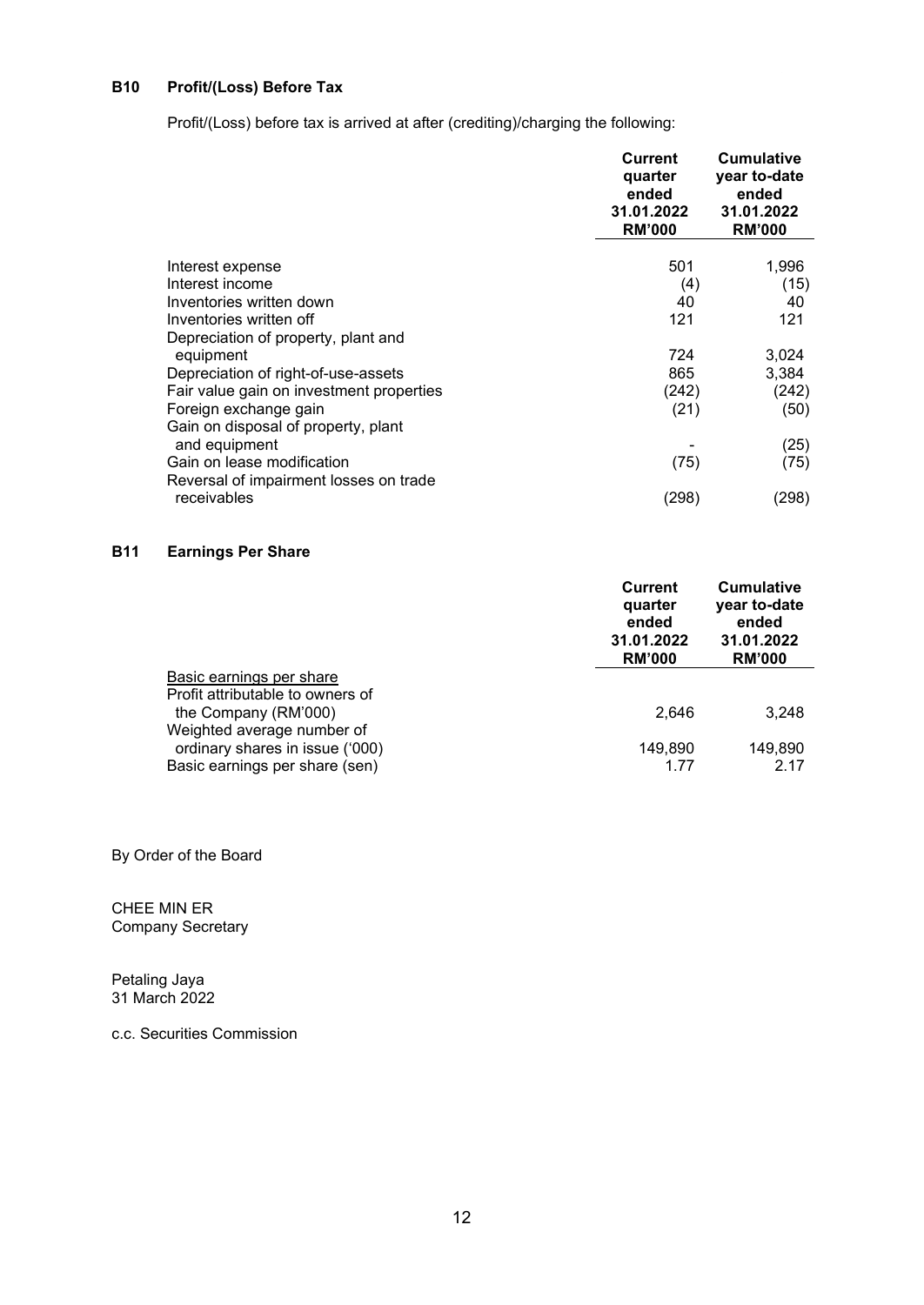## B10 Profit/(Loss) Before Tax

Profit/(Loss) before tax is arrived at after (crediting)/charging the following:

| | Current quarter ended 31.01.2022 RM'000 | Cumulative year to-date ended 31.01.2022 RM'000 |
|---|---|---|
| Interest expense | 501 | 1,996 |
| Interest income | (4) | (15) |
| Inventories written down | 40 | 40 |
| Inventories written off | 121 | 121 |
| Depreciation of property, plant and equipment | 724 | 3,024 |
| Depreciation of right-of-use-assets | 865 | 3,384 |
| Fair value gain on investment properties | (242) | (242) |
| Foreign exchange gain | (21) | (50) |
| Gain on disposal of property, plant and equipment | - | (25) |
| Gain on lease modification | (75) | (75) |
| Reversal of impairment losses on trade receivables | (298) | (298) |

## B11 Earnings Per Share

| | Current quarter ended 31.01.2022 RM'000 | Cumulative year to-date ended 31.01.2022 RM'000 |
|---|---|---|
| Basic earnings per share | | |
| Profit attributable to owners of the Company (RM'000) | 2,646 | 3,248 |
| Weighted average number of ordinary shares in issue ('000) | 149,890 | 149,890 |
| Basic earnings per share (sen) | 1.77 | 2.17 |

By Order of the Board

CHEE MIN ER
Company Secretary

Petaling Jaya
31 March 2022

c.c. Securities Commission